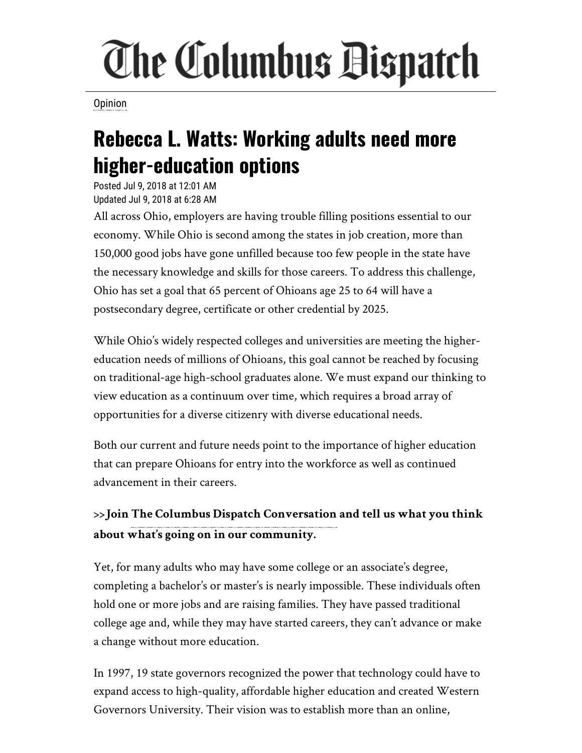# The Columbus Dispatch

Opinion

## Rebecca L. Watts: Working adults need more higher-education options

Posted Jul 9, 2018 at 12:01 AM
Updated Jul 9, 2018 at 6:28 AM

All across Ohio, employers are having trouble filling positions essential to our economy. While Ohio is second among the states in job creation, more than 150,000 good jobs have gone unfilled because too few people in the state have the necessary knowledge and skills for those careers. To address this challenge, Ohio has set a goal that 65 percent of Ohioans age 25 to 64 will have a postsecondary degree, certificate or other credential by 2025.

While Ohio's widely respected colleges and universities are meeting the higher-education needs of millions of Ohioans, this goal cannot be reached by focusing on traditional-age high-school graduates alone. We must expand our thinking to view education as a continuum over time, which requires a broad array of opportunities for a diverse citizenry with diverse educational needs.

Both our current and future needs point to the importance of higher education that can prepare Ohioans for entry into the workforce as well as continued advancement in their careers.

**>>Join The Columbus Dispatch Conversation and tell us what you think about what's going on in our community.**

Yet, for many adults who may have some college or an associate's degree, completing a bachelor's or master's is nearly impossible. These individuals often hold one or more jobs and are raising families. They have passed traditional college age and, while they may have started careers, they can't advance or make a change without more education.

In 1997, 19 state governors recognized the power that technology could have to expand access to high-quality, affordable higher education and created Western Governors University. Their vision was to establish more than an online,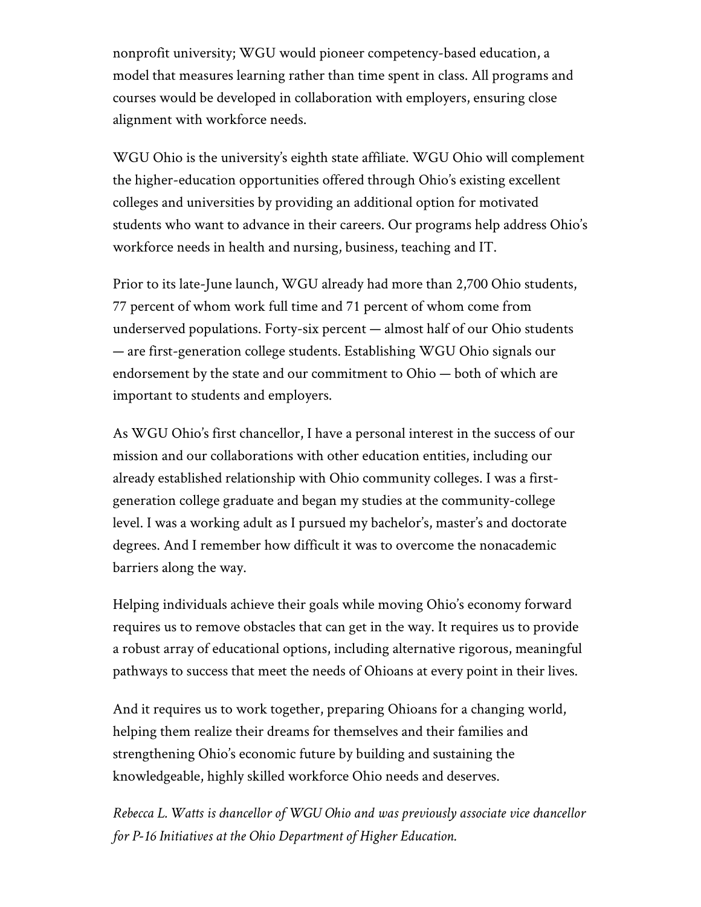nonprofit university; WGU would pioneer competency-based education, a model that measures learning rather than time spent in class. All programs and courses would be developed in collaboration with employers, ensuring close alignment with workforce needs.

WGU Ohio is the university's eighth state affiliate. WGU Ohio will complement the higher-education opportunities offered through Ohio's existing excellent colleges and universities by providing an additional option for motivated students who want to advance in their careers. Our programs help address Ohio's workforce needs in health and nursing, business, teaching and IT.

Prior to its late-June launch, WGU already had more than 2,700 Ohio students, 77 percent of whom work full time and 71 percent of whom come from underserved populations. Forty-six percent — almost half of our Ohio students — are first-generation college students. Establishing WGU Ohio signals our endorsement by the state and our commitment to Ohio — both of which are important to students and employers.

As WGU Ohio's first chancellor, I have a personal interest in the success of our mission and our collaborations with other education entities, including our already established relationship with Ohio community colleges. I was a first-generation college graduate and began my studies at the community-college level. I was a working adult as I pursued my bachelor's, master's and doctorate degrees. And I remember how difficult it was to overcome the nonacademic barriers along the way.

Helping individuals achieve their goals while moving Ohio's economy forward requires us to remove obstacles that can get in the way. It requires us to provide a robust array of educational options, including alternative rigorous, meaningful pathways to success that meet the needs of Ohioans at every point in their lives.

And it requires us to work together, preparing Ohioans for a changing world, helping them realize their dreams for themselves and their families and strengthening Ohio's economic future by building and sustaining the knowledgeable, highly skilled workforce Ohio needs and deserves.

*Rebecca L. Watts is chancellor of WGU Ohio and was previously associate vice chancellor for P-16 Initiatives at the Ohio Department of Higher Education.*